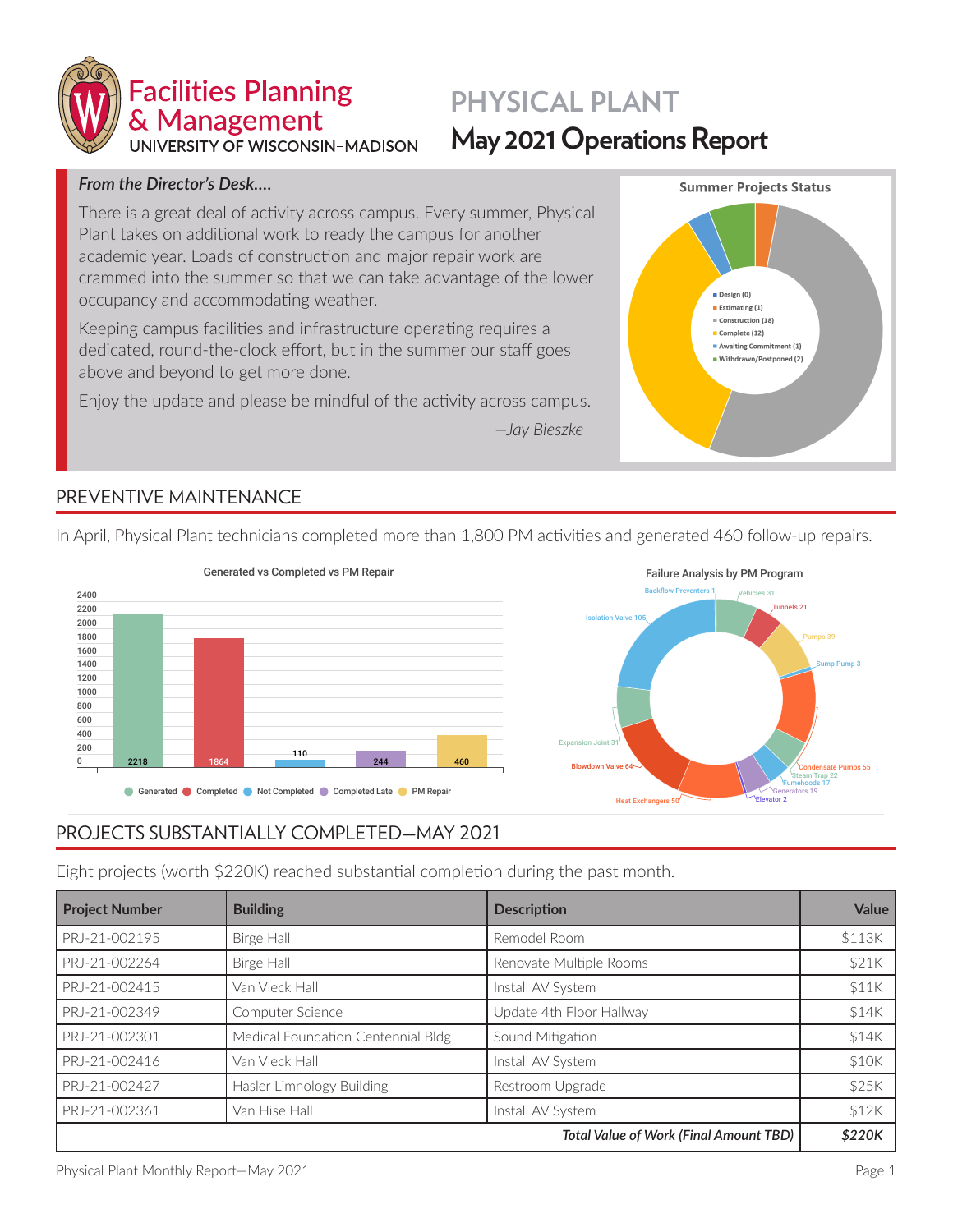Facilities Planning & Management
UNIVERSITY OF WISCONSIN–MADISON

# PHYSICAL PLANT
# May 2021 Operations Report

### *From the Director's Desk....*

There is a great deal of activity across campus. Every summer, Physical Plant takes on additional work to ready the campus for another academic year. Loads of construction and major repair work are crammed into the summer so that we can take advantage of the lower occupancy and accommodating weather.

Keeping campus facilities and infrastructure operating requires a dedicated, round-the-clock effort, but in the summer our staff goes above and beyond to get more done.

Enjoy the update and please be mindful of the activity across campus.

*—Jay Bieszke*

**Summer Projects Status**

- Design (0)
- Estimating (1)
- Construction (18)
- Complete (12)
- Awaiting Commitment (1)
- Withdrawn/Postponed (2)

## PREVENTIVE MAINTENANCE

In April, Physical Plant technicians completed more than 1,800 PM activities and generated 460 follow-up repairs.

**Generated vs Completed vs PM Repair**

| Generated | Completed | Not Completed | Completed Late | PM Repair |
|---|---|---|---|---|
| 2218 | 1864 | 110 | 244 | 460 |

**Failure Analysis by PM Program**

| Program | Count |
|---|---|
| Backflow Preventers | 1 |
| Vehicles | 31 |
| Tunnels | 21 |
| Pumps | 39 |
| Sump Pump | 3 |
| Condensate Pumps | 55 |
| Steam Trap | 22 |
| Fumehoods | 17 |
| Generators | 19 |
| Elevator | 2 |
| Heat Exchangers | 50 |
| Blowdown Valve | 64 |
| Expansion Joint | 31 |
| Isolation Valve | 105 |

## PROJECTS SUBSTANTIALLY COMPLETED—MAY 2021

Eight projects (worth $220K) reached substantial completion during the past month.

| Project Number | Building | Description | Value |
|---|---|---|---|
| PRJ-21-002195 | Birge Hall | Remodel Room | $113K |
| PRJ-21-002264 | Birge Hall | Renovate Multiple Rooms | $21K |
| PRJ-21-002415 | Van Vleck Hall | Install AV System | $11K |
| PRJ-21-002349 | Computer Science | Update 4th Floor Hallway | $14K |
| PRJ-21-002301 | Medical Foundation Centennial Bldg | Sound Mitigation | $14K |
| PRJ-21-002416 | Van Vleck Hall | Install AV System | $10K |
| PRJ-21-002427 | Hasler Limnology Building | Restroom Upgrade | $25K |
| PRJ-21-002361 | Van Hise Hall | Install AV System | $12K |
| | | ***Total Value of Work (Final Amount TBD)*** | ***$220K*** |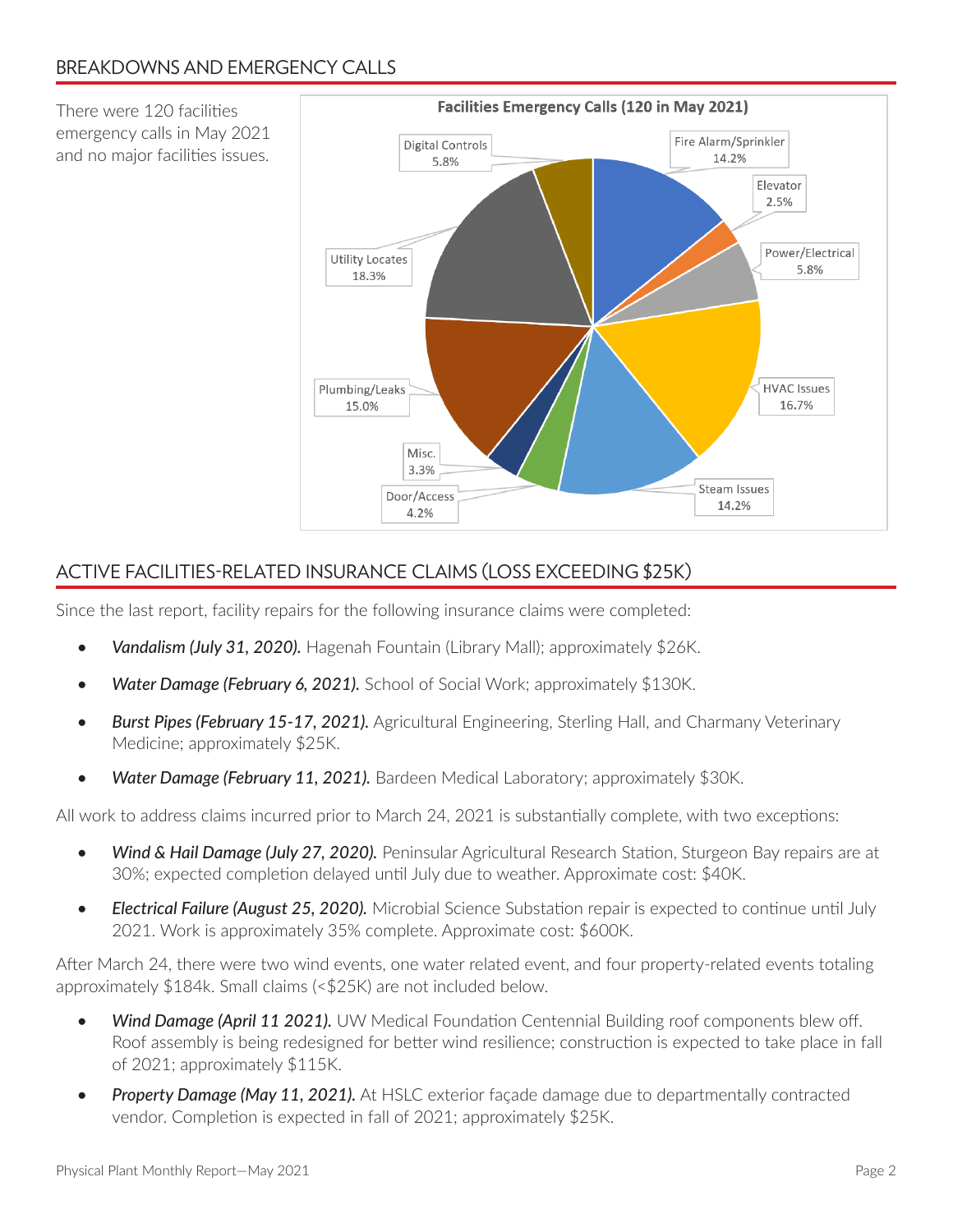## BREAKDOWNS AND EMERGENCY CALLS

There were 120 facilities emergency calls in May 2021 and no major facilities issues.

**Facilities Emergency Calls (120 in May 2021)**

| Category | Percent |
|---|---|
| Fire Alarm/Sprinkler | 14.2% |
| Elevator | 2.5% |
| Power/Electrical | 5.8% |
| HVAC Issues | 16.7% |
| Steam Issues | 14.2% |
| Door/Access | 4.2% |
| Misc. | 3.3% |
| Plumbing/Leaks | 15.0% |
| Utility Locates | 18.3% |
| Digital Controls | 5.8% |

## ACTIVE FACILITIES-RELATED INSURANCE CLAIMS (LOSS EXCEEDING $25K)

Since the last report, facility repairs for the following insurance claims were completed:

- ***Vandalism (July 31, 2020).*** Hagenah Fountain (Library Mall); approximately $26K.
- ***Water Damage (February 6, 2021).*** School of Social Work; approximately $130K.
- ***Burst Pipes (February 15-17, 2021).*** Agricultural Engineering, Sterling Hall, and Charmany Veterinary Medicine; approximately $25K.
- ***Water Damage (February 11, 2021).*** Bardeen Medical Laboratory; approximately $30K.

All work to address claims incurred prior to March 24, 2021 is substantially complete, with two exceptions:

- ***Wind & Hail Damage (July 27, 2020).*** Peninsular Agricultural Research Station, Sturgeon Bay repairs are at 30%; expected completion delayed until July due to weather. Approximate cost: $40K.
- ***Electrical Failure (August 25, 2020).*** Microbial Science Substation repair is expected to continue until July 2021. Work is approximately 35% complete. Approximate cost: $600K.

After March 24, there were two wind events, one water related event, and four property-related events totaling approximately $184k. Small claims (<$25K) are not included below.

- ***Wind Damage (April 11 2021).*** UW Medical Foundation Centennial Building roof components blew off. Roof assembly is being redesigned for better wind resilience; construction is expected to take place in fall of 2021; approximately $115K.
- ***Property Damage (May 11, 2021).*** At HSLC exterior façade damage due to departmentally contracted vendor. Completion is expected in fall of 2021; approximately $25K.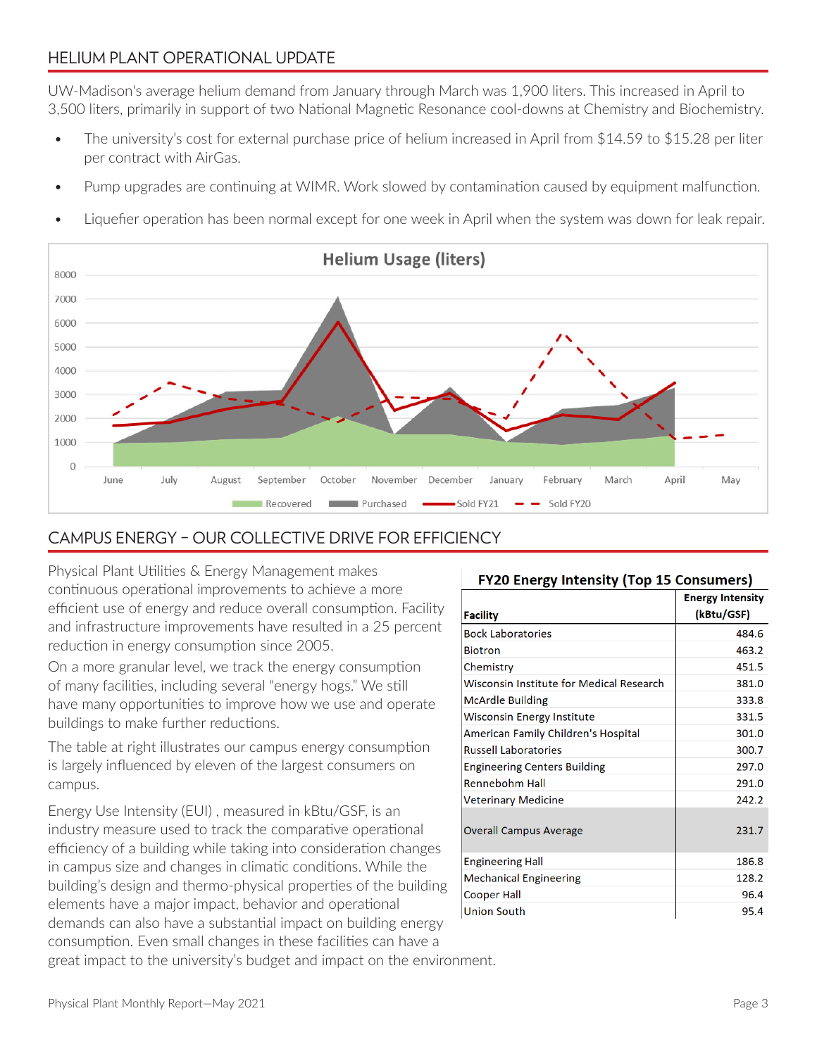## HELIUM PLANT OPERATIONAL UPDATE

UW-Madison's average helium demand from January through March was 1,900 liters. This increased in April to 3,500 liters, primarily in support of two National Magnetic Resonance cool-downs at Chemistry and Biochemistry.

- The university's cost for external purchase price of helium increased in April from $14.59 to $15.28 per liter per contract with AirGas.
- Pump upgrades are continuing at WIMR. Work slowed by contamination caused by equipment malfunction.
- Liquefier operation has been normal except for one week in April when the system was down for leak repair.

**Helium Usage (liters)**

Legend: Recovered, Purchased, Sold FY21, Sold FY20

Months: June, July, August, September, October, November, December, January, February, March, April, May

## CAMPUS ENERGY – OUR COLLECTIVE DRIVE FOR EFFICIENCY

Physical Plant Utilities & Energy Management makes continuous operational improvements to achieve a more efficient use of energy and reduce overall consumption. Facility and infrastructure improvements have resulted in a 25 percent reduction in energy consumption since 2005.

On a more granular level, we track the energy consumption of many facilities, including several "energy hogs." We still have many opportunities to improve how we use and operate buildings to make further reductions.

The table at right illustrates our campus energy consumption is largely influenced by eleven of the largest consumers on campus.

Energy Use Intensity (EUI) , measured in kBtu/GSF, is an industry measure used to track the comparative operational efficiency of a building while taking into consideration changes in campus size and changes in climatic conditions. While the building's design and thermo-physical properties of the building elements have a major impact, behavior and operational demands can also have a substantial impact on building energy consumption. Even small changes in these facilities can have a great impact to the university's budget and impact on the environment.

**FY20 Energy Intensity (Top 15 Consumers)**

| Facility | Energy Intensity (kBtu/GSF) |
|---|---|
| Bock Laboratories | 484.6 |
| Biotron | 463.2 |
| Chemistry | 451.5 |
| Wisconsin Institute for Medical Research | 381.0 |
| McArdle Building | 333.8 |
| Wisconsin Energy Institute | 331.5 |
| American Family Children's Hospital | 301.0 |
| Russell Laboratories | 300.7 |
| Engineering Centers Building | 297.0 |
| Rennebohm Hall | 291.0 |
| Veterinary Medicine | 242.2 |
| Overall Campus Average | 231.7 |
| Engineering Hall | 186.8 |
| Mechanical Engineering | 128.2 |
| Cooper Hall | 96.4 |
| Union South | 95.4 |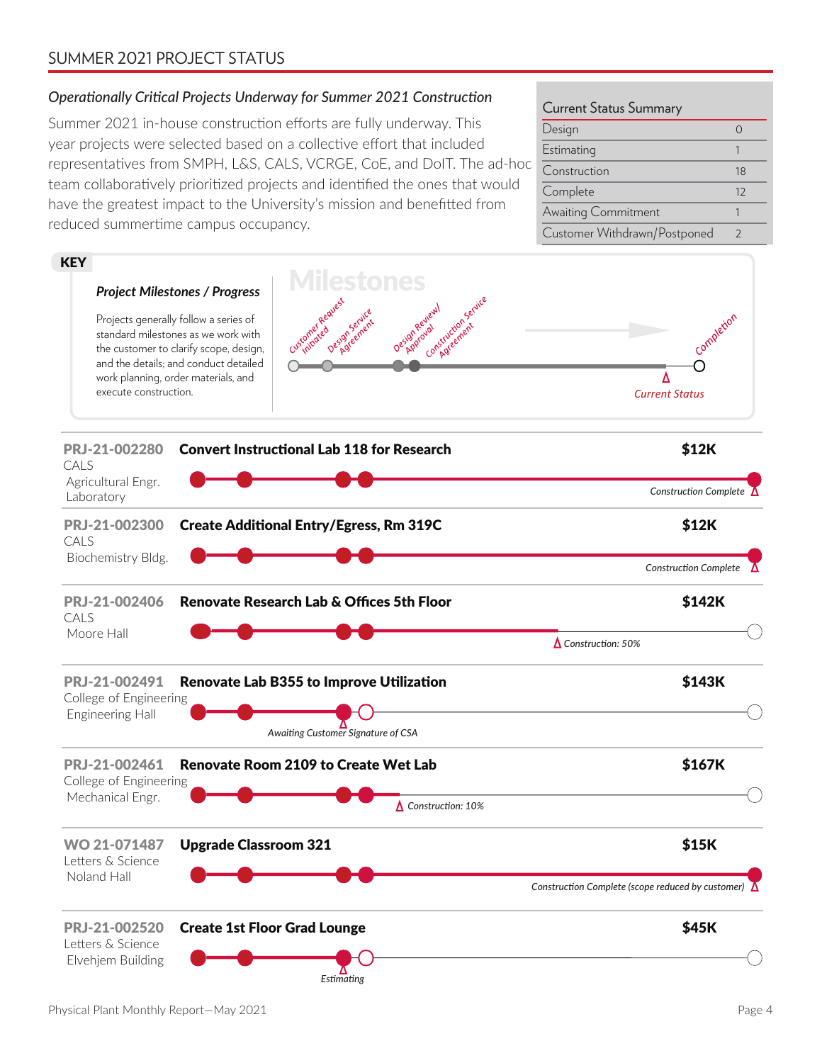## SUMMER 2021 PROJECT STATUS

### *Operationally Critical Projects Underway for Summer 2021 Construction*

Summer 2021 in-house construction efforts are fully underway. This year projects were selected based on a collective effort that included representatives from SMPH, L&S, CALS, VCRGE, CoE, and DoIT. The ad-hoc team collaboratively prioritized projects and identified the ones that would have the greatest impact to the University's mission and benefitted from reduced summertime campus occupancy.

| Current Status Summary | |
|---|---|
| Design | 0 |
| Estimating | 1 |
| Construction | 18 |
| Complete | 12 |
| Awaiting Commitment | 1 |
| Customer Withdrawn/Postponed | 2 |

**KEY**

***Project Milestones / Progress***

Projects generally follow a series of standard milestones as we work with the customer to clarify scope, design, and the details; and conduct detailed work planning, order materials, and execute construction.

**Milestones:** Customer Request Initiated → Design Service Agreement → Design Review/Approval → Construction Service Agreement → Completion (Current Status indicated by marker)

| Project | Department / Building | Title | Amount | Current Status |
|---|---|---|---|---|
| PRJ-21-002280 | CALS, Agricultural Engr. Laboratory | Convert Instructional Lab 118 for Research | $12K | Construction Complete |
| PRJ-21-002300 | CALS, Biochemistry Bldg. | Create Additional Entry/Egress, Rm 319C | $12K | Construction Complete |
| PRJ-21-002406 | CALS, Moore Hall | Renovate Research Lab & Offices 5th Floor | $142K | Construction: 50% |
| PRJ-21-002491 | College of Engineering, Engineering Hall | Renovate Lab B355 to Improve Utilization | $143K | Awaiting Customer Signature of CSA |
| PRJ-21-002461 | College of Engineering, Mechanical Engr. | Renovate Room 2109 to Create Wet Lab | $167K | Construction: 10% |
| WO 21-071487 | Letters & Science, Noland Hall | Upgrade Classroom 321 | $15K | Construction Complete (scope reduced by customer) |
| PRJ-21-002520 | Letters & Science, Elvehjem Building | Create 1st Floor Grad Lounge | $45K | Estimating |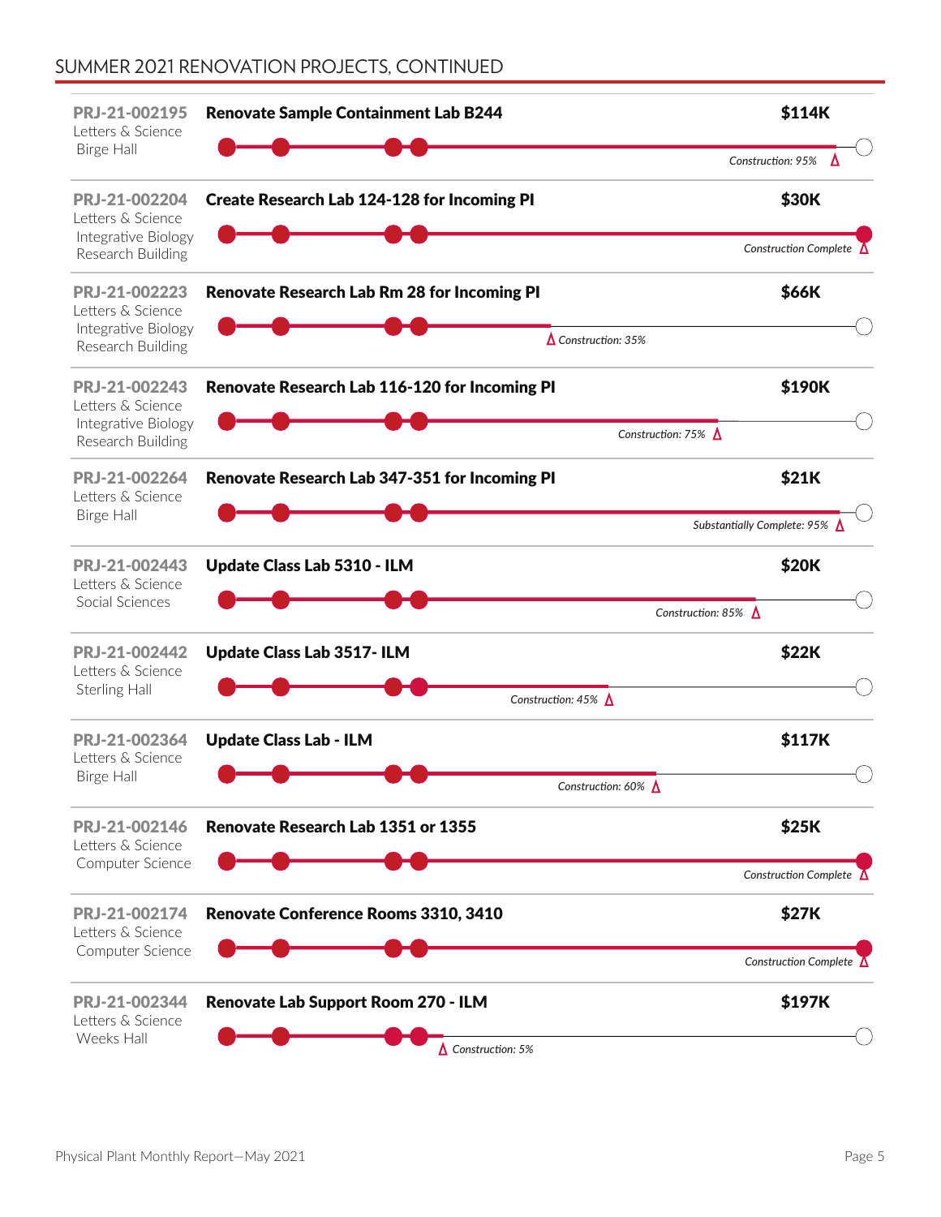## SUMMER 2021 RENOVATION PROJECTS, CONTINUED

| Project | Title | Cost | Status |
|---|---|---|---|
| **PRJ-21-002195** Letters & Science Birge Hall | **Renovate Sample Containment Lab B244** | **$114K** | *Construction: 95%* |
| **PRJ-21-002204** Letters & Science Integrative Biology Research Building | **Create Research Lab 124-128 for Incoming PI** | **$30K** | *Construction Complete* |
| **PRJ-21-002223** Letters & Science Integrative Biology Research Building | **Renovate Research Lab Rm 28 for Incoming PI** | **$66K** | *Construction: 35%* |
| **PRJ-21-002243** Letters & Science Integrative Biology Research Building | **Renovate Research Lab 116-120 for Incoming PI** | **$190K** | *Construction: 75%* |
| **PRJ-21-002264** Letters & Science Birge Hall | **Renovate Research Lab 347-351 for Incoming PI** | **$21K** | *Substantially Complete: 95%* |
| **PRJ-21-002443** Letters & Science Social Sciences | **Update Class Lab 5310 - ILM** | **$20K** | *Construction: 85%* |
| **PRJ-21-002442** Letters & Science Sterling Hall | **Update Class Lab 3517- ILM** | **$22K** | *Construction: 45%* |
| **PRJ-21-002364** Letters & Science Birge Hall | **Update Class Lab - ILM** | **$117K** | *Construction: 60%* |
| **PRJ-21-002146** Letters & Science Computer Science | **Renovate Research Lab 1351 or 1355** | **$25K** | *Construction Complete* |
| **PRJ-21-002174** Letters & Science Computer Science | **Renovate Conference Rooms 3310, 3410** | **$27K** | *Construction Complete* |
| **PRJ-21-002344** Letters & Science Weeks Hall | **Renovate Lab Support Room 270 - ILM** | **$197K** | *Construction: 5%* |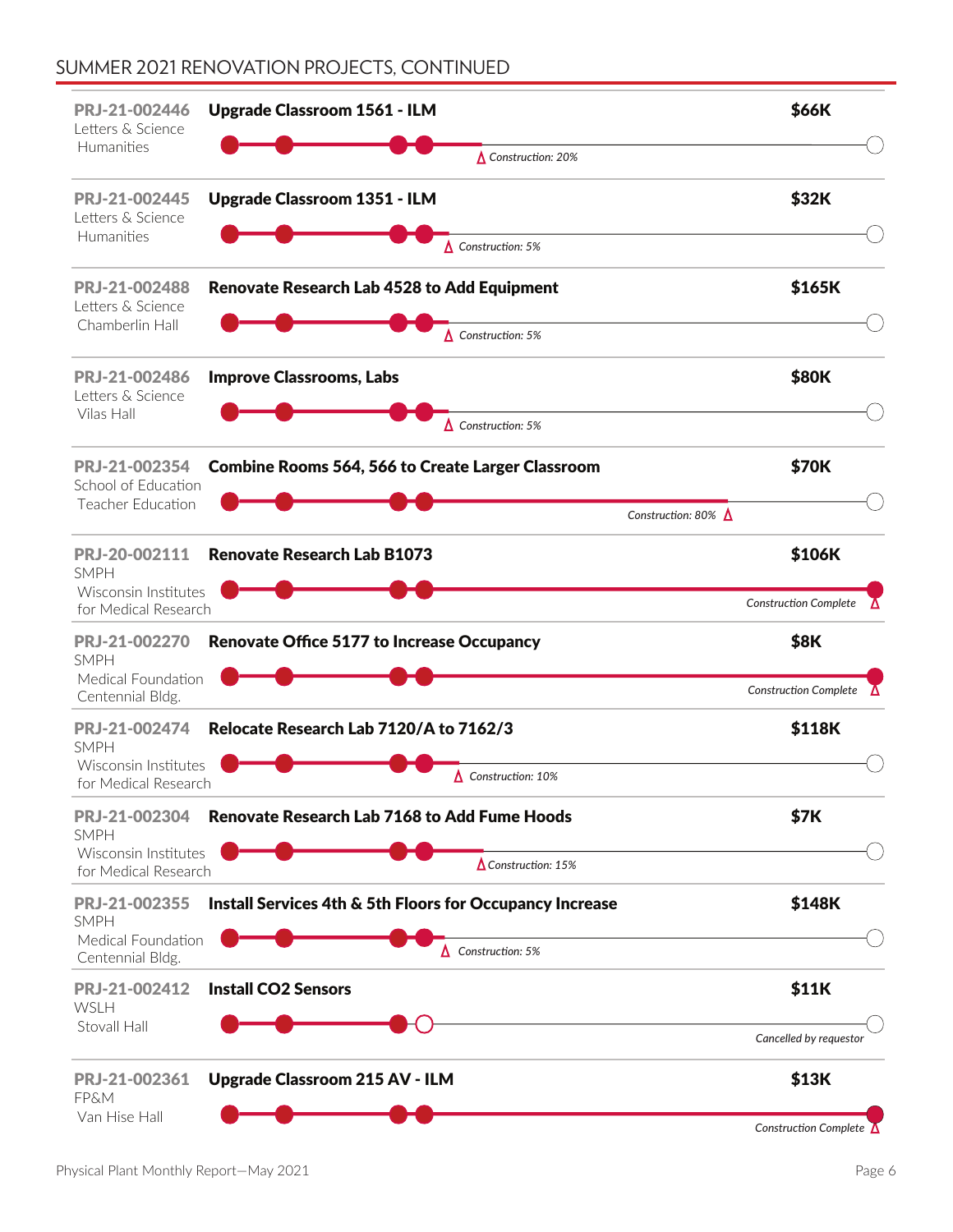## SUMMER 2021 RENOVATION PROJECTS, CONTINUED

| Project | Title | Status | Cost |
|---|---|---|---|
| PRJ-21-002446<br>Letters & Science<br>Humanities | **Upgrade Classroom 1561 - ILM** | *Construction: 20%* | **$66K** |
| PRJ-21-002445<br>Letters & Science<br>Humanities | **Upgrade Classroom 1351 - ILM** | *Construction: 5%* | **$32K** |
| PRJ-21-002488<br>Letters & Science<br>Chamberlin Hall | **Renovate Research Lab 4528 to Add Equipment** | *Construction: 5%* | **$165K** |
| PRJ-21-002486<br>Letters & Science<br>Vilas Hall | **Improve Classrooms, Labs** | *Construction: 5%* | **$80K** |
| PRJ-21-002354<br>School of Education<br>Teacher Education | **Combine Rooms 564, 566 to Create Larger Classroom** | *Construction: 80%* | **$70K** |
| PRJ-20-002111<br>SMPH<br>Wisconsin Institutes for Medical Research | **Renovate Research Lab B1073** | *Construction Complete* | **$106K** |
| PRJ-21-002270<br>SMPH<br>Medical Foundation Centennial Bldg. | **Renovate Office 5177 to Increase Occupancy** | *Construction Complete* | **$8K** |
| PRJ-21-002474<br>SMPH<br>Wisconsin Institutes for Medical Research | **Relocate Research Lab 7120/A to 7162/3** | *Construction: 10%* | **$118K** |
| PRJ-21-002304<br>SMPH<br>Wisconsin Institutes for Medical Research | **Renovate Research Lab 7168 to Add Fume Hoods** | *Construction: 15%* | **$7K** |
| PRJ-21-002355<br>SMPH<br>Medical Foundation Centennial Bldg. | **Install Services 4th & 5th Floors for Occupancy Increase** | *Construction: 5%* | **$148K** |
| PRJ-21-002412<br>WSLH<br>Stovall Hall | **Install CO2 Sensors** | *Cancelled by requestor* | **$11K** |
| PRJ-21-002361<br>FP&M<br>Van Hise Hall | **Upgrade Classroom 215 AV - ILM** | *Construction Complete* | **$13K** |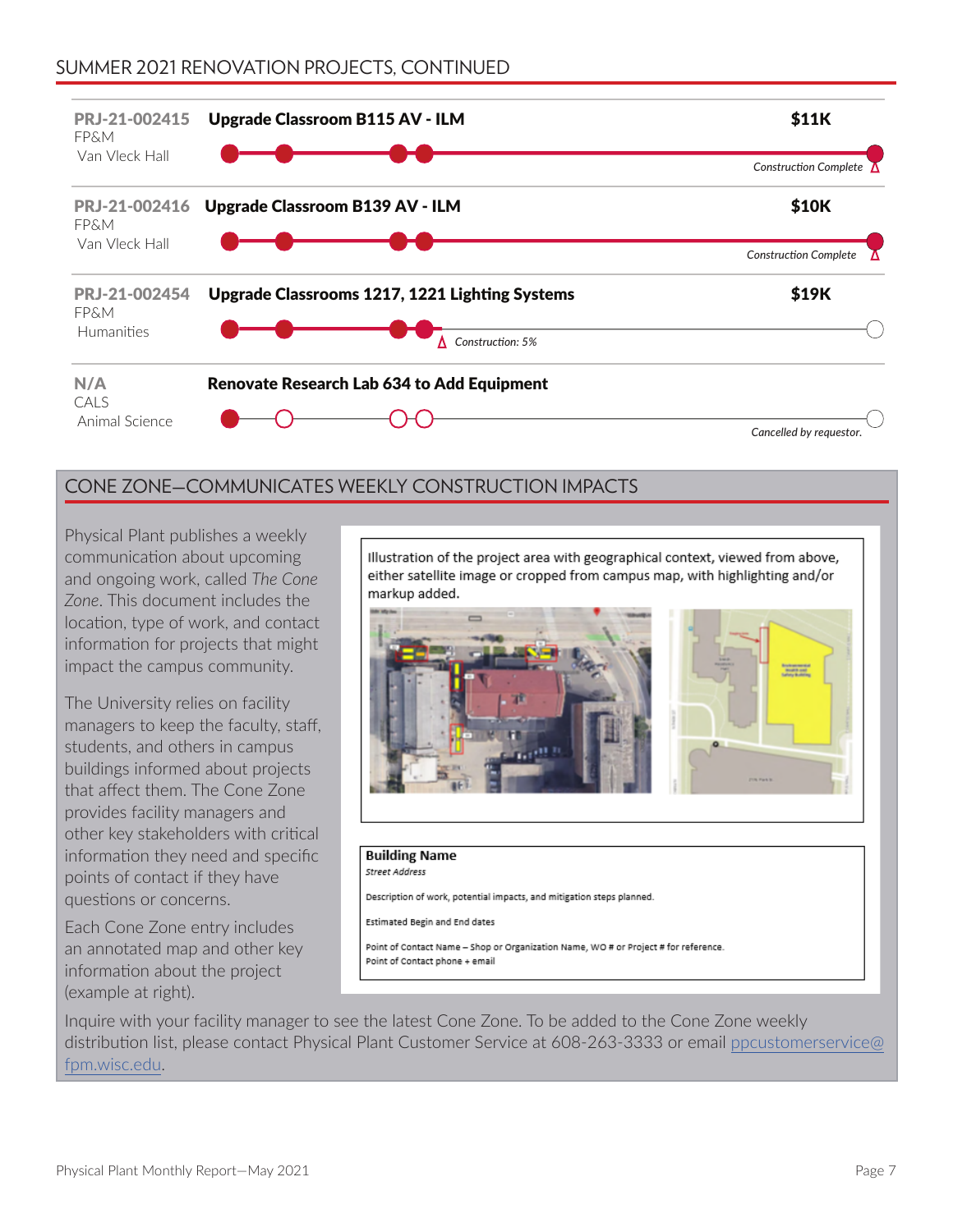## SUMMER 2021 RENOVATION PROJECTS, CONTINUED

**PRJ-21-002415**
FP&M
Van Vleck Hall

**Upgrade Classroom B115 AV - ILM** — **$11K**

*Construction Complete*

**PRJ-21-002416**
FP&M
Van Vleck Hall

**Upgrade Classroom B139 AV - ILM** — **$10K**

*Construction Complete*

**PRJ-21-002454**
FP&M
Humanities

**Upgrade Classrooms 1217, 1221 Lighting Systems** — **$19K**

*Construction: 5%*

**N/A**
CALS
Animal Science

**Renovate Research Lab 634 to Add Equipment**

*Cancelled by requestor.*

## CONE ZONE—COMMUNICATES WEEKLY CONSTRUCTION IMPACTS

Physical Plant publishes a weekly communication about upcoming and ongoing work, called *The Cone Zone*. This document includes the location, type of work, and contact information for projects that might impact the campus community.

The University relies on facility managers to keep the faculty, staff, students, and others in campus buildings informed about projects that affect them. The Cone Zone provides facility managers and other key stakeholders with critical information they need and specific points of contact if they have questions or concerns.

Each Cone Zone entry includes an annotated map and other key information about the project (example at right).

Illustration of the project area with geographical context, viewed from above, either satellite image or cropped from campus map, with highlighting and/or markup added.

**Building Name**
*Street Address*

Description of work, potential impacts, and mitigation steps planned.

Estimated Begin and End dates

Point of Contact Name – Shop or Organization Name, WO # or Project # for reference.
Point of Contact phone + email

Inquire with your facility manager to see the latest Cone Zone. To be added to the Cone Zone weekly distribution list, please contact Physical Plant Customer Service at 608-263-3333 or email ppcustomerservice@fpm.wisc.edu.